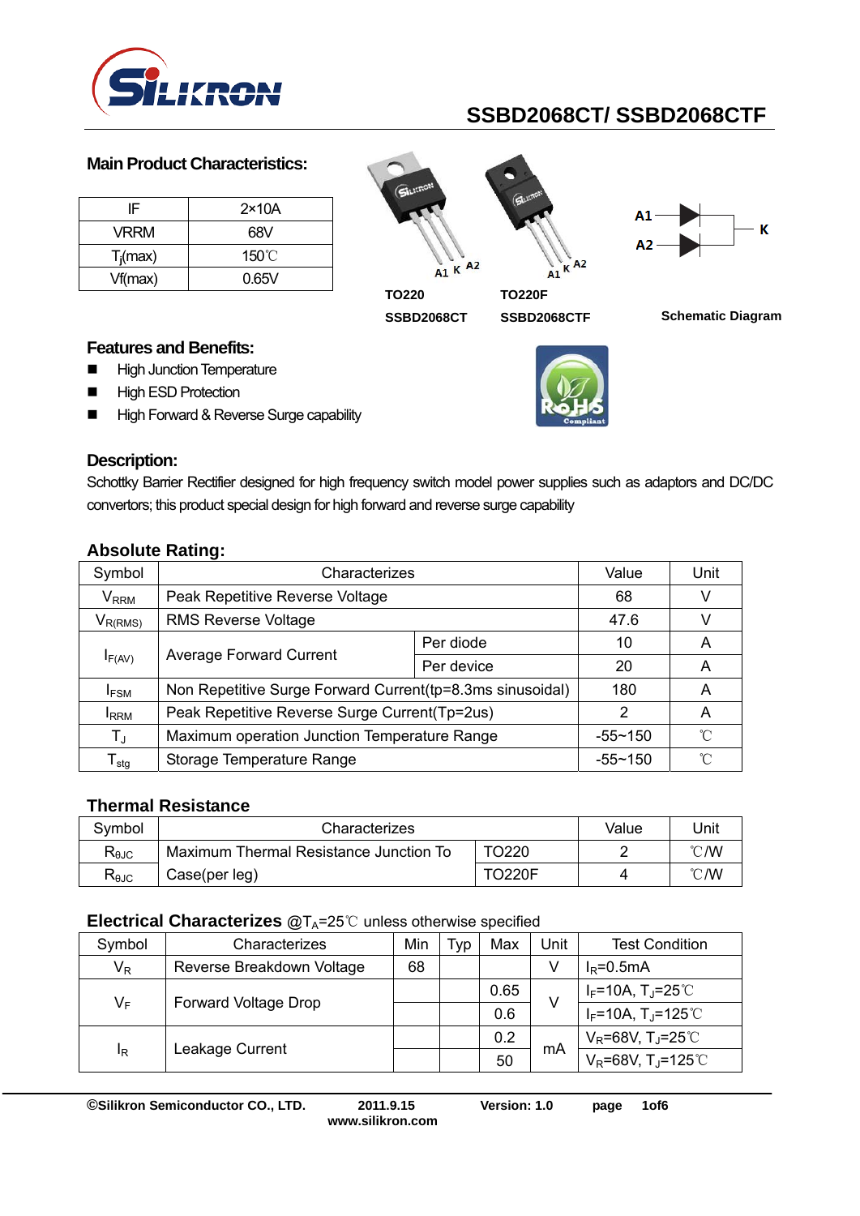# SSBD2068CT/ SSBD2068CTF

## Main Product Characteristics:

| IF | 2×10A |
|---|---|
| VRRM | 68V |
| $T_j$(max) | 150℃ |
| Vf(max) | 0.65V |

TO220 SSBD2068CT

TO220F SSBD2068CTF

Schematic Diagram

## Features and Benefits:

- High Junction Temperature
- High ESD Protection
- High Forward & Reverse Surge capability

## Description:

Schottky Barrier Rectifier designed for high frequency switch model power supplies such as adaptors and DC/DC convertors; this product special design for high forward and reverse surge capability

## Absolute Rating:

| Symbol | Characterizes | | Value | Unit |
|---|---|---|---|---|
| $V_{RRM}$ | Peak Repetitive Reverse Voltage | | 68 | V |
| $V_{R(RMS)}$ | RMS Reverse Voltage | | 47.6 | V |
| $I_{F(AV)}$ | Average Forward Current | Per diode | 10 | A |
| | | Per device | 20 | A |
| $I_{FSM}$ | Non Repetitive Surge Forward Current(tp=8.3ms sinusoidal) | | 180 | A |
| $I_{RRM}$ | Peak Repetitive Reverse Surge Current(Tp=2us) | | 2 | A |
| $T_J$ | Maximum operation Junction Temperature Range | | -55~150 | ℃ |
| $T_{stg}$ | Storage Temperature Range | | -55~150 | ℃ |

## Thermal Resistance

| Symbol | Characterizes | | Value | Unit |
|---|---|---|---|---|
| $R_{\theta JC}$ | Maximum Thermal Resistance Junction To Case(per leg) | TO220 | 2 | ℃/W |
| $R_{\theta JC}$ | | TO220F | 4 | ℃/W |

## Electrical Characterizes @$T_A$=25℃ unless otherwise specified

| Symbol | Characterizes | Min | Typ | Max | Unit | Test Condition |
|---|---|---|---|---|---|---|
| $V_R$ | Reverse Breakdown Voltage | 68 | | | V | $I_R$=0.5mA |
| $V_F$ | Forward Voltage Drop | | | 0.65 | V | $I_F$=10A, $T_J$=25℃ |
| | | | | 0.6 | | $I_F$=10A, $T_J$=125℃ |
| $I_R$ | Leakage Current | | | 0.2 | mA | $V_R$=68V, $T_J$=25℃ |
| | | | | 50 | | $V_R$=68V, $T_J$=125℃ |

©Silikron Semiconductor CO., LTD. 2011.9.15 Version: 1.0 www.silikron.com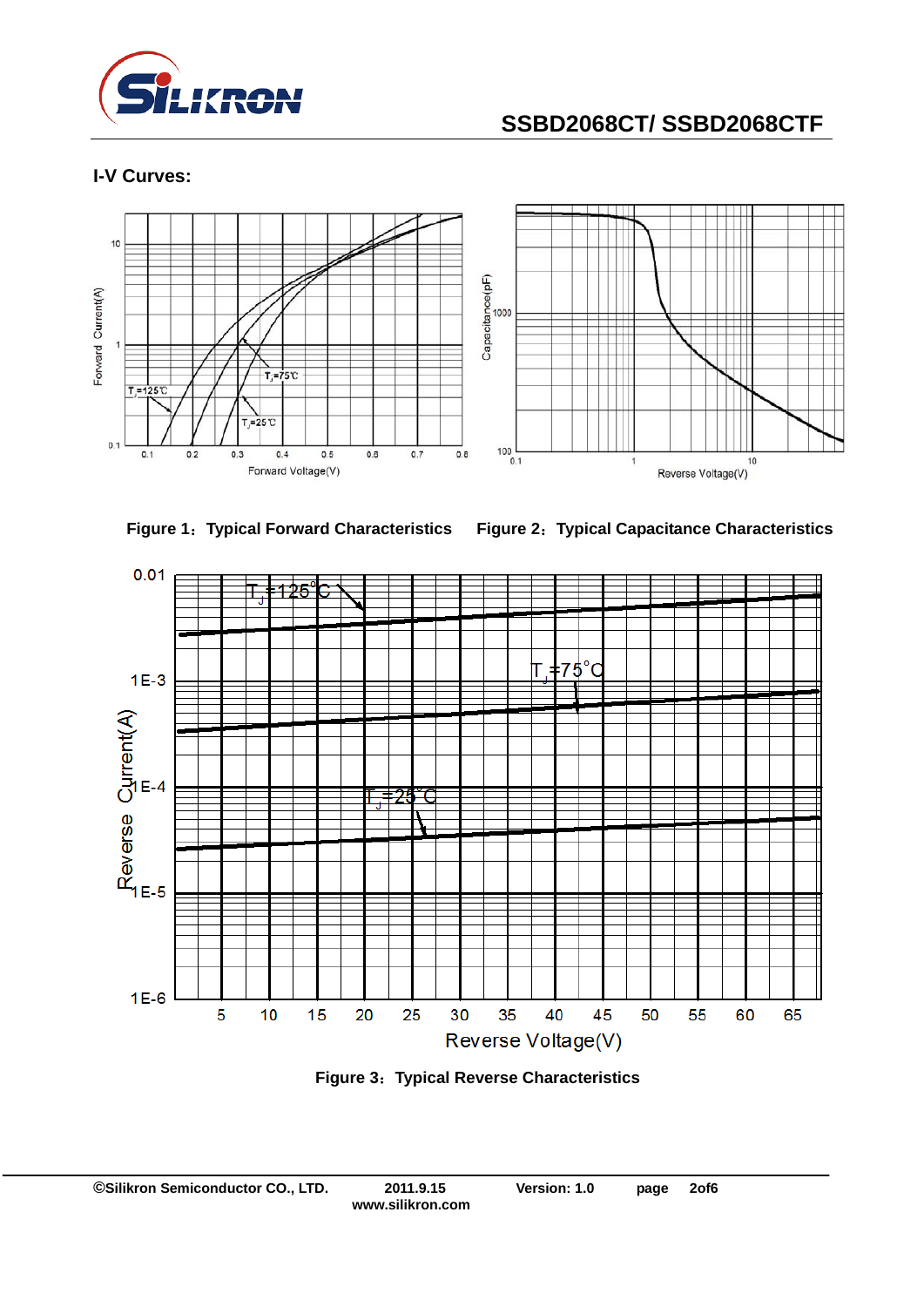## I-V Curves:

Figure 1：Typical Forward Characteristics

Figure 2：Typical Capacitance Characteristics

Figure 3：Typical Reverse Characteristics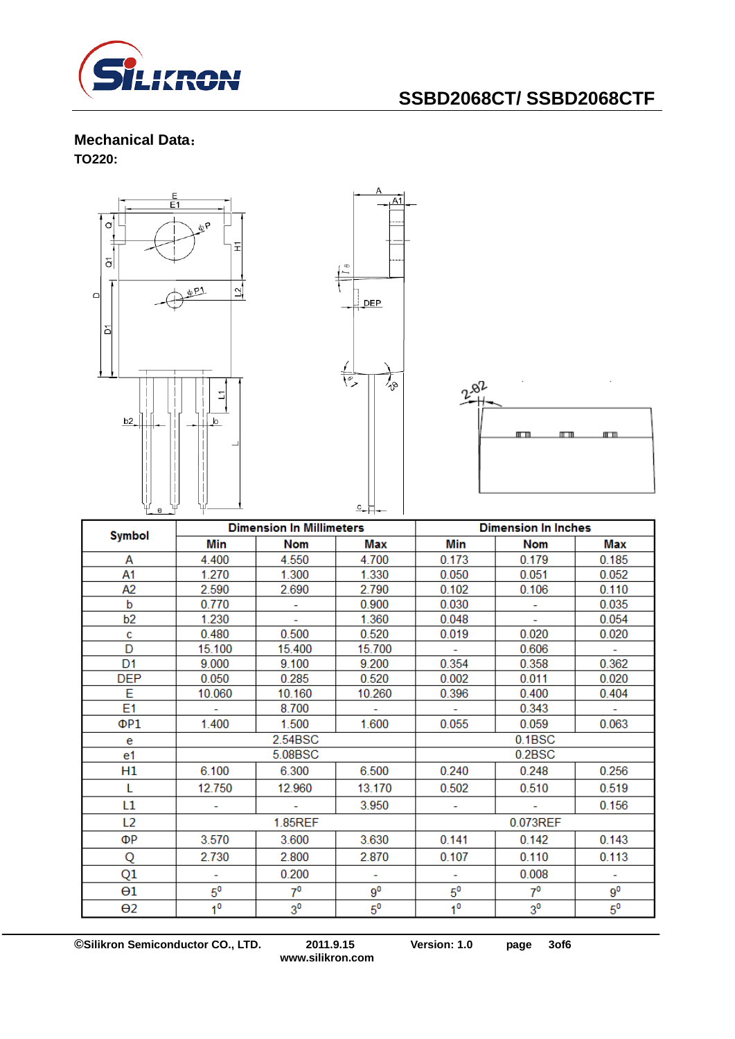## Mechanical Data：

**TO220:**

| Symbol | Dimension In Millimeters | | | Dimension In Inches | | |
|---|---|---|---|---|---|---|
| | Min | Nom | Max | Min | Nom | Max |
| A | 4.400 | 4.550 | 4.700 | 0.173 | 0.179 | 0.185 |
| A1 | 1.270 | 1.300 | 1.330 | 0.050 | 0.051 | 0.052 |
| A2 | 2.590 | 2.690 | 2.790 | 0.102 | 0.106 | 0.110 |
| b | 0.770 | - | 0.900 | 0.030 | - | 0.035 |
| b2 | 1.230 | - | 1.360 | 0.048 | - | 0.054 |
| c | 0.480 | 0.500 | 0.520 | 0.019 | 0.020 | 0.020 |
| D | 15.100 | 15.400 | 15.700 | - | 0.606 | - |
| D1 | 9.000 | 9.100 | 9.200 | 0.354 | 0.358 | 0.362 |
| DEP | 0.050 | 0.285 | 0.520 | 0.002 | 0.011 | 0.020 |
| E | 10.060 | 10.160 | 10.260 | 0.396 | 0.400 | 0.404 |
| E1 | - | 8.700 | - | - | 0.343 | - |
| ΦP1 | 1.400 | 1.500 | 1.600 | 0.055 | 0.059 | 0.063 |
| e | 2.54BSC | | | 0.1BSC | | |
| e1 | 5.08BSC | | | 0.2BSC | | |
| H1 | 6.100 | 6.300 | 6.500 | 0.240 | 0.248 | 0.256 |
| L | 12.750 | 12.960 | 13.170 | 0.502 | 0.510 | 0.519 |
| L1 | - | - | 3.950 | - | - | 0.156 |
| L2 | 1.85REF | | | 0.073REF | | |
| ΦP | 3.570 | 3.600 | 3.630 | 0.141 | 0.142 | 0.143 |
| Q | 2.730 | 2.800 | 2.870 | 0.107 | 0.110 | 0.113 |
| Q1 | - | 0.200 | - | - | 0.008 | - |
| Θ1 | $5^0$ | $7^0$ | $9^0$ | $5^0$ | $7^0$ | $9^0$ |
| Θ2 | $1^0$ | $3^0$ | $5^0$ | $1^0$ | $3^0$ | $5^0$ |

©Silikron Semiconductor CO., LTD. 2011.9.15 Version: 1.0
www.silikron.com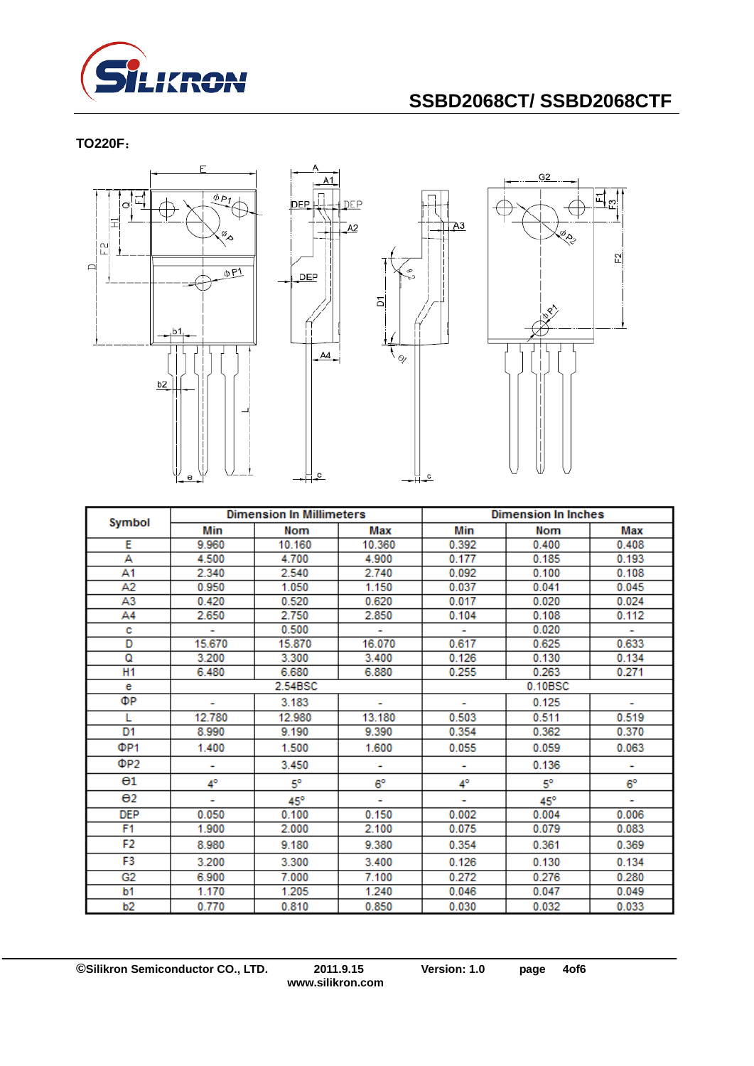**TO220F：**

| Symbol | Dimension In Millimeters | | | Dimension In Inches | | |
|---|---|---|---|---|---|---|
| | Min | Nom | Max | Min | Nom | Max |
| E | 9.960 | 10.160 | 10.360 | 0.392 | 0.400 | 0.408 |
| A | 4.500 | 4.700 | 4.900 | 0.177 | 0.185 | 0.193 |
| A1 | 2.340 | 2.540 | 2.740 | 0.092 | 0.100 | 0.108 |
| A2 | 0.950 | 1.050 | 1.150 | 0.037 | 0.041 | 0.045 |
| A3 | 0.420 | 0.520 | 0.620 | 0.017 | 0.020 | 0.024 |
| A4 | 2.650 | 2.750 | 2.850 | 0.104 | 0.108 | 0.112 |
| c | - | 0.500 | - | - | 0.020 | - |
| D | 15.670 | 15.870 | 16.070 | 0.617 | 0.625 | 0.633 |
| Q | 3.200 | 3.300 | 3.400 | 0.126 | 0.130 | 0.134 |
| H1 | 6.480 | 6.680 | 6.880 | 0.255 | 0.263 | 0.271 |
| e | | 2.54BSC | | | 0.10BSC | |
| ΦP | - | 3.183 | - | - | 0.125 | - |
| L | 12.780 | 12.980 | 13.180 | 0.503 | 0.511 | 0.519 |
| D1 | 8.990 | 9.190 | 9.390 | 0.354 | 0.362 | 0.370 |
| ΦP1 | 1.400 | 1.500 | 1.600 | 0.055 | 0.059 | 0.063 |
| ΦP2 | - | 3.450 | - | - | 0.136 | - |
| θ1 | 4° | 5° | 6° | 4° | 5° | 6° |
| θ2 | - | 45° | - | - | 45° | - |
| DEP | 0.050 | 0.100 | 0.150 | 0.002 | 0.004 | 0.006 |
| F1 | 1.900 | 2.000 | 2.100 | 0.075 | 0.079 | 0.083 |
| F2 | 8.980 | 9.180 | 9.380 | 0.354 | 0.361 | 0.369 |
| F3 | 3.200 | 3.300 | 3.400 | 0.126 | 0.130 | 0.134 |
| G2 | 6.900 | 7.000 | 7.100 | 0.272 | 0.276 | 0.280 |
| b1 | 1.170 | 1.205 | 1.240 | 0.046 | 0.047 | 0.049 |
| b2 | 0.770 | 0.810 | 0.850 | 0.030 | 0.032 | 0.033 |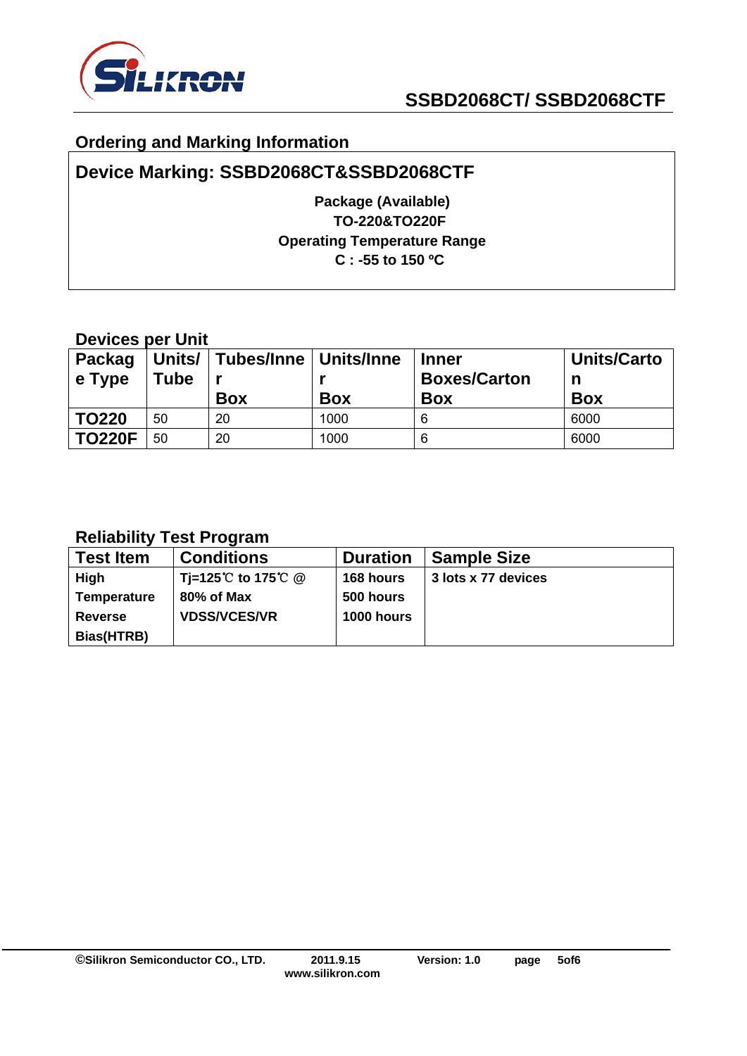## Ordering and Marking Information

### Device Marking: SSBD2068CT&SSBD2068CTF

**Package (Available)**
**TO-220&TO220F**
**Operating Temperature Range**
**C : -55 to 150 ºC**

### Devices per Unit

| Package Type | Units/ Tube | Tubes/Inner Box | Units/Inner Box | Inner Boxes/Carton Box | Units/Carton Box |
|---|---|---|---|---|---|
| **TO220** | 50 | 20 | 1000 | 6 | 6000 |
| **TO220F** | 50 | 20 | 1000 | 6 | 6000 |

### Reliability Test Program

| Test Item | Conditions | Duration | Sample Size |
|---|---|---|---|
| **High Temperature Reverse Bias(HTRB)** | **Tj=125℃ to 175℃ @ 80% of Max VDSS/VCES/VR** | **168 hours**<br>**500 hours**<br>**1000 hours** | **3 lots x 77 devices** |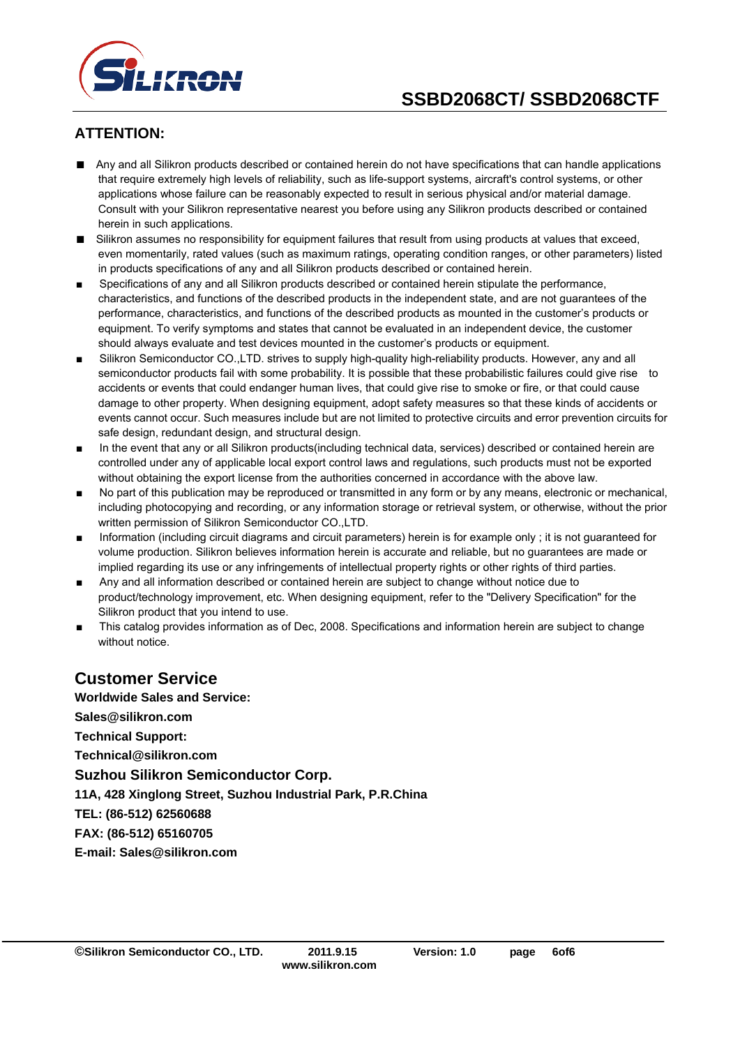## ATTENTION:

- Any and all Silikron products described or contained herein do not have specifications that can handle applications that require extremely high levels of reliability, such as life-support systems, aircraft's control systems, or other applications whose failure can be reasonably expected to result in serious physical and/or material damage. Consult with your Silikron representative nearest you before using any Silikron products described or contained herein in such applications.
- Silikron assumes no responsibility for equipment failures that result from using products at values that exceed, even momentarily, rated values (such as maximum ratings, operating condition ranges, or other parameters) listed in products specifications of any and all Silikron products described or contained herein.
- Specifications of any and all Silikron products described or contained herein stipulate the performance, characteristics, and functions of the described products in the independent state, and are not guarantees of the performance, characteristics, and functions of the described products as mounted in the customer's products or equipment. To verify symptoms and states that cannot be evaluated in an independent device, the customer should always evaluate and test devices mounted in the customer's products or equipment.
- Silikron Semiconductor CO.,LTD. strives to supply high-quality high-reliability products. However, any and all semiconductor products fail with some probability. It is possible that these probabilistic failures could give rise to accidents or events that could endanger human lives, that could give rise to smoke or fire, or that could cause damage to other property. When designing equipment, adopt safety measures so that these kinds of accidents or events cannot occur. Such measures include but are not limited to protective circuits and error prevention circuits for safe design, redundant design, and structural design.
- In the event that any or all Silikron products(including technical data, services) described or contained herein are controlled under any of applicable local export control laws and regulations, such products must not be exported without obtaining the export license from the authorities concerned in accordance with the above law.
- No part of this publication may be reproduced or transmitted in any form or by any means, electronic or mechanical, including photocopying and recording, or any information storage or retrieval system, or otherwise, without the prior written permission of Silikron Semiconductor CO.,LTD.
- Information (including circuit diagrams and circuit parameters) herein is for example only ; it is not guaranteed for volume production. Silikron believes information herein is accurate and reliable, but no guarantees are made or implied regarding its use or any infringements of intellectual property rights or other rights of third parties.
- Any and all information described or contained herein are subject to change without notice due to product/technology improvement, etc. When designing equipment, refer to the "Delivery Specification" for the Silikron product that you intend to use.
- This catalog provides information as of Dec, 2008. Specifications and information herein are subject to change without notice.

## Customer Service

**Worldwide Sales and Service:**

**Sales@silikron.com**

**Technical Support:**

**Technical@silikron.com**

### Suzhou Silikron Semiconductor Corp.

**11A, 428 Xinglong Street, Suzhou Industrial Park, P.R.China**

**TEL: (86-512) 62560688**

**FAX: (86-512) 65160705**

**E-mail: Sales@silikron.com**